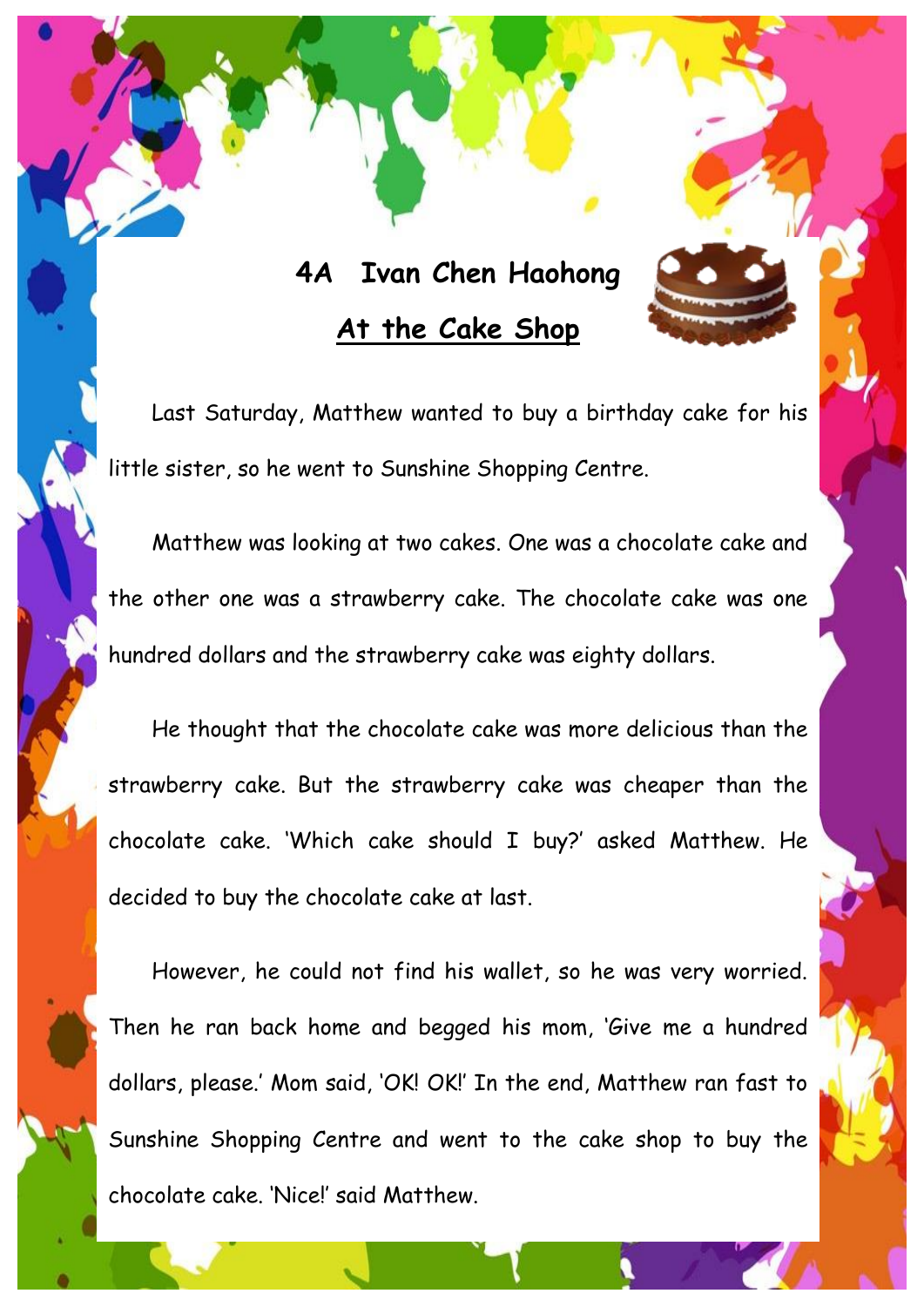**4A Ivan Chen Haohong**

# At the Cake Shop

Last Saturday, Matthew wanted to buy a birthday cake for his little sister, so he went to Sunshine Shopping Centre.

Matthew was looking at two cakes. One was a chocolate cake and the other one was a strawberry cake. The chocolate cake was one hundred dollars and the strawberry cake was eighty dollars.

He thought that the chocolate cake was more delicious than the strawberry cake. But the strawberry cake was cheaper than the chocolate cake. 'Which cake should I buy?' asked Matthew. He decided to buy the chocolate cake at last.

However, he could not find his wallet, so he was very worried. Then he ran back home and begged his mom, 'Give me a hundred dollars, please.' Mom said, 'OK! OK!' In the end, Matthew ran fast to Sunshine Shopping Centre and went to the cake shop to buy the chocolate cake. 'Nice!' said Matthew.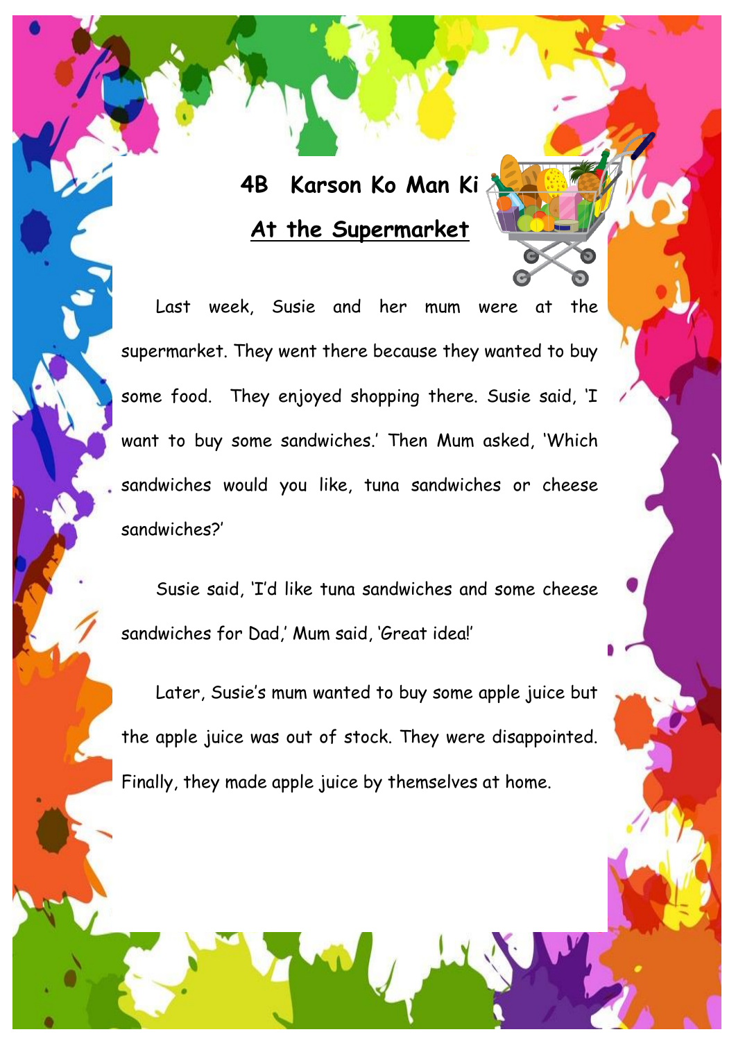**4B Karson Ko Man Ki**

## At the Supermarket

Last week, Susie and her mum were at the supermarket. They went there because they wanted to buy some food. They enjoyed shopping there. Susie said, 'I want to buy some sandwiches.' Then Mum asked, 'Which sandwiches would you like, tuna sandwiches or cheese sandwiches?'

Susie said, 'I'd like tuna sandwiches and some cheese sandwiches for Dad,' Mum said, 'Great idea!'

Later, Susie's mum wanted to buy some apple juice but the apple juice was out of stock. They were disappointed. Finally, they made apple juice by themselves at home.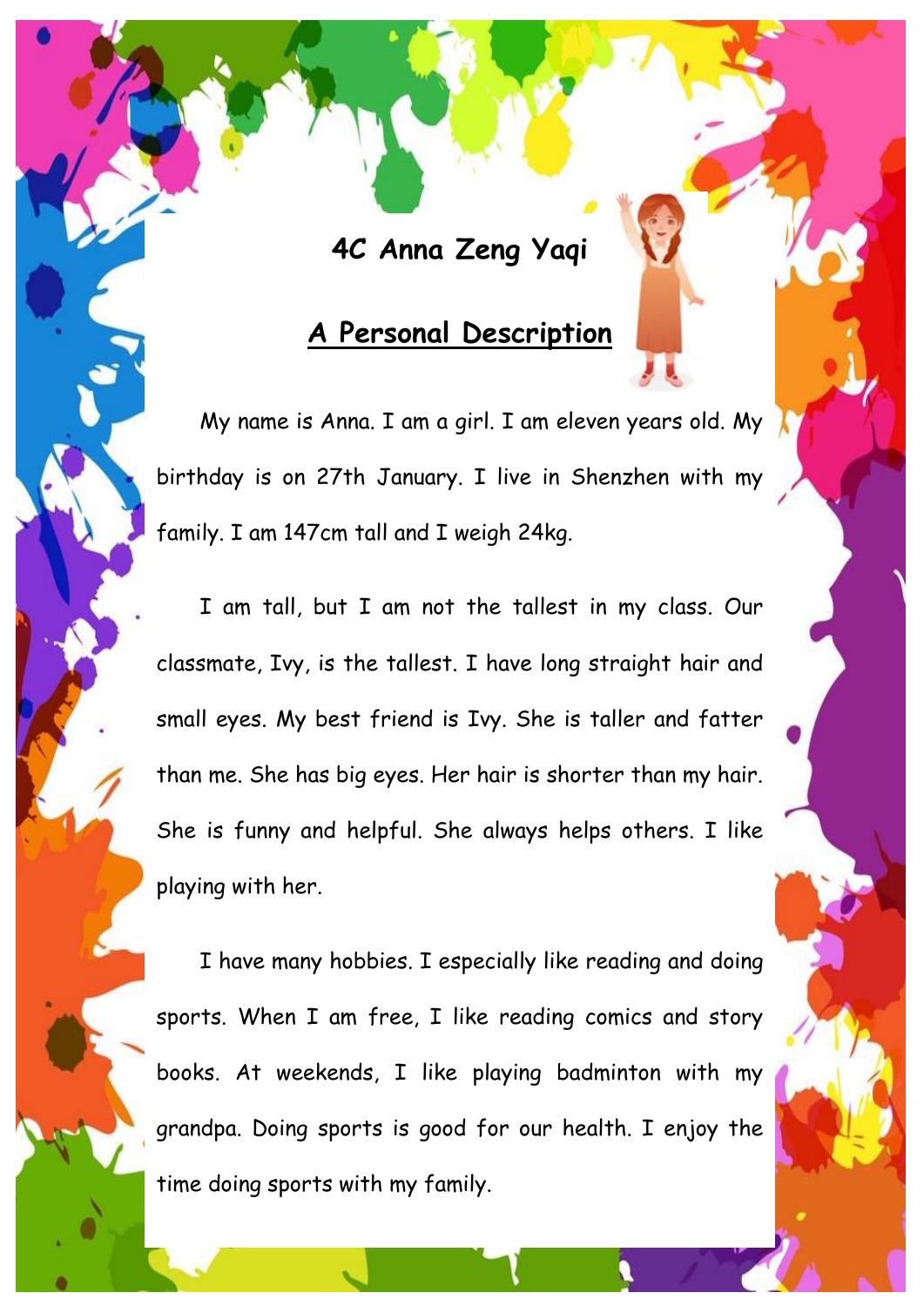**4C Anna Zeng Yaqi**

## A Personal Description

My name is Anna. I am a girl. I am eleven years old. My birthday is on 27th January. I live in Shenzhen with my family. I am 147cm tall and I weigh 24kg.

I am tall, but I am not the tallest in my class. Our classmate, Ivy, is the tallest. I have long straight hair and small eyes. My best friend is Ivy. She is taller and fatter than me. She has big eyes. Her hair is shorter than my hair. She is funny and helpful. She always helps others. I like playing with her.

I have many hobbies. I especially like reading and doing sports. When I am free, I like reading comics and story books. At weekends, I like playing badminton with my grandpa. Doing sports is good for our health. I enjoy the time doing sports with my family.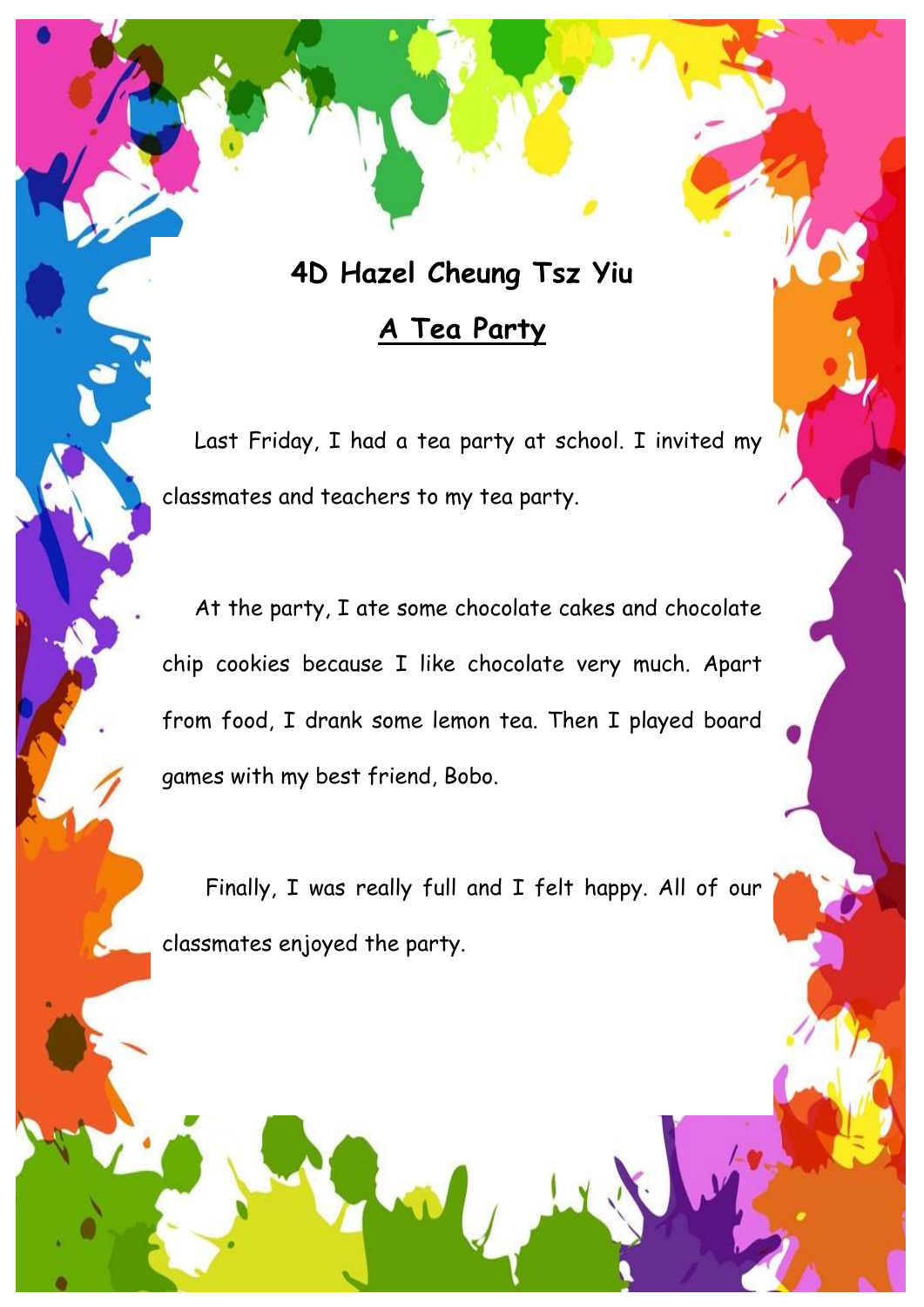**4D Hazel Cheung Tsz Yiu**

## A Tea Party

Last Friday, I had a tea party at school. I invited my classmates and teachers to my tea party.

At the party, I ate some chocolate cakes and chocolate chip cookies because I like chocolate very much. Apart from food, I drank some lemon tea. Then I played board games with my best friend, Bobo.

Finally, I was really full and I felt happy. All of our classmates enjoyed the party.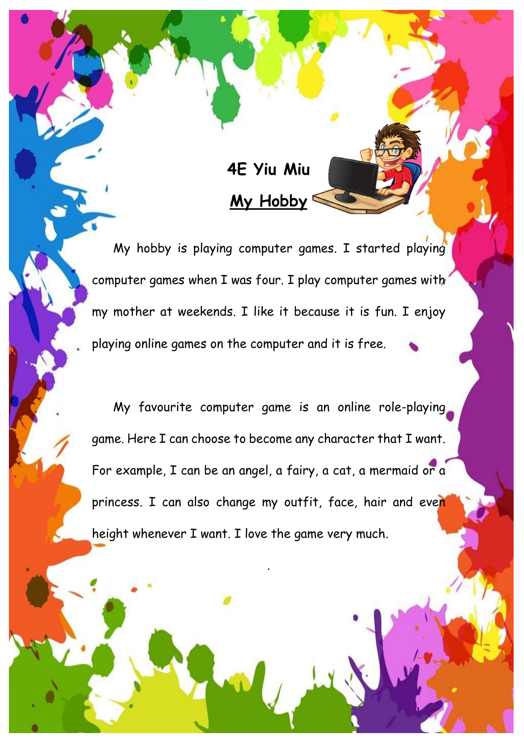**4E Yiu Miu**

## My Hobby

My hobby is playing computer games. I started playing computer games when I was four. I play computer games with my mother at weekends. I like it because it is fun. I enjoy playing online games on the computer and it is free.

My favourite computer game is an online role-playing game. Here I can choose to become any character that I want. For example, I can be an angel, a fairy, a cat, a mermaid or a princess. I can also change my outfit, face, hair and even height whenever I want. I love the game very much.